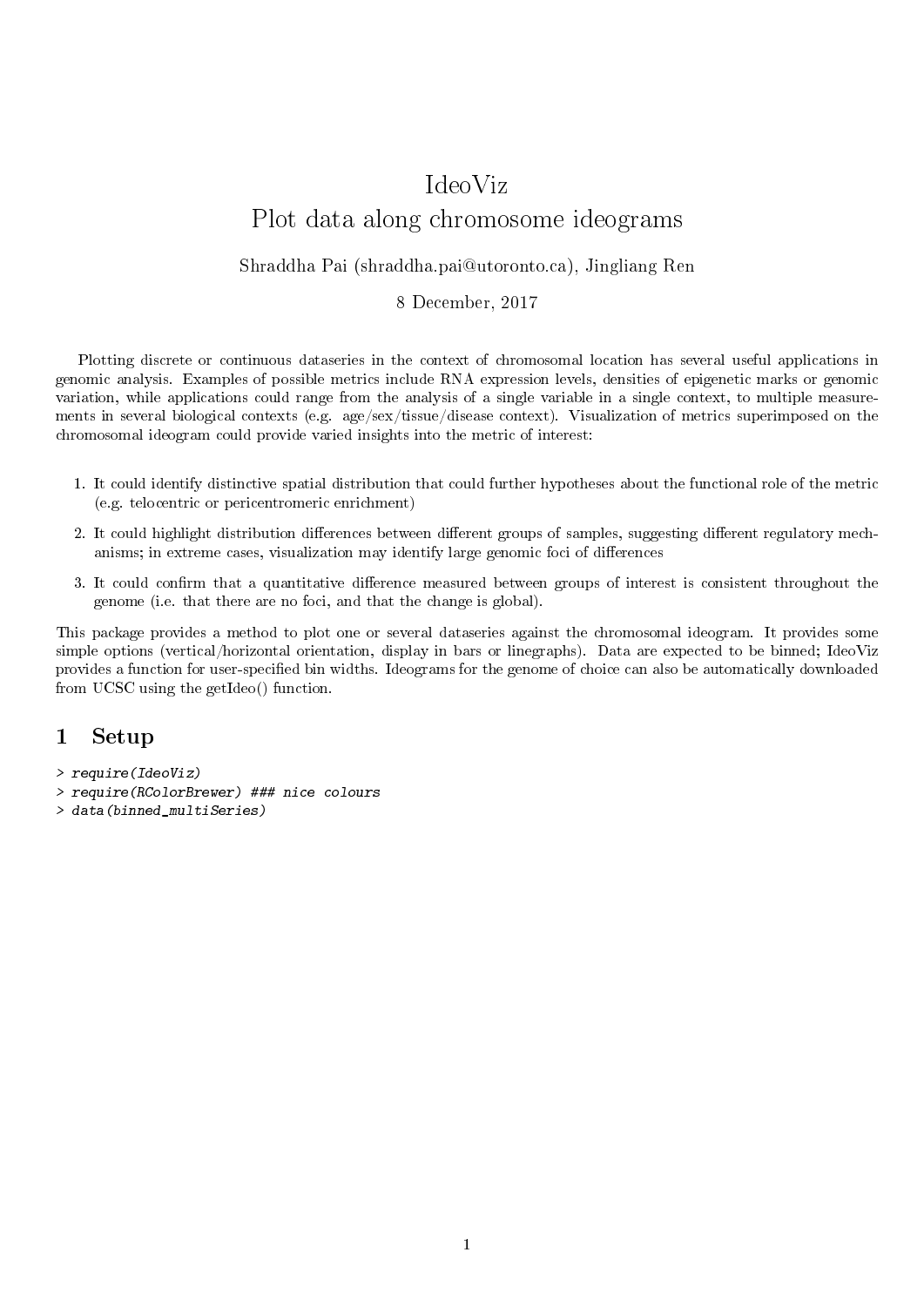# IdeoViz
## Plot data along chromosome ideograms

Shraddha Pai (shraddha.pai@utoronto.ca), Jingliang Ren

8 December, 2017

Plotting discrete or continuous dataseries in the context of chromosomal location has several useful applications in genomic analysis. Examples of possible metrics include RNA expression levels, densities of epigenetic marks or genomic variation, while applications could range from the analysis of a single variable in a single context, to multiple measurements in several biological contexts (e.g. age/sex/tissue/disease context). Visualization of metrics superimposed on the chromosomal ideogram could provide varied insights into the metric of interest:

1. It could identify distinctive spatial distribution that could further hypotheses about the functional role of the metric (e.g. telocentric or pericentromeric enrichment)
2. It could highlight distribution differences between different groups of samples, suggesting different regulatory mechanisms; in extreme cases, visualization may identify large genomic foci of differences
3. It could confirm that a quantitative difference measured between groups of interest is consistent throughout the genome (i.e. that there are no foci, and that the change is global).

This package provides a method to plot one or several dataseries against the chromosomal ideogram. It provides some simple options (vertical/horizontal orientation, display in bars or linegraphs). Data are expected to be binned; IdeoViz provides a function for user-specified bin widths. Ideograms for the genome of choice can also be automatically downloaded from UCSC using the getIdeo() function.

## 1 Setup

```
> require(IdeoViz)
> require(RColorBrewer) ### nice colours
> data(binned_multiSeries)
```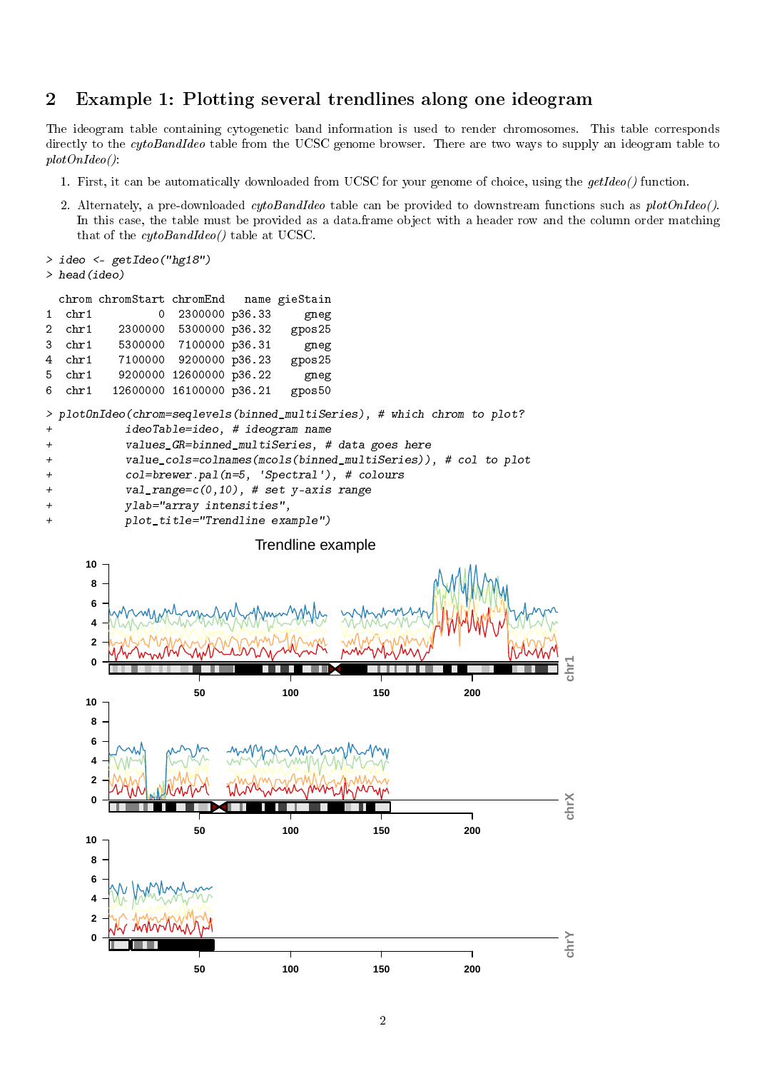## 2 Example 1: Plotting several trendlines along one ideogram

The ideogram table containing cytogenetic band information is used to render chromosomes. This table corresponds directly to the *cytoBandIdeo* table from the UCSC genome browser. There are two ways to supply an ideogram table to *plotOnIdeo()*:

1. First, it can be automatically downloaded from UCSC for your genome of choice, using the *getIdeo()* function.
2. Alternately, a pre-downloaded *cytoBandIdeo* table can be provided to downstream functions such as *plotOnIdeo()*. In this case, the table must be provided as a data.frame object with a header row and the column order matching that of the *cytoBandIdeo()* table at UCSC.

```
> ideo <- getIdeo("hg18")
> head(ideo)

  chrom chromStart chromEnd   name gieStain
1  chr1          0  2300000 p36.33     gneg
2  chr1    2300000  5300000 p36.32   gpos25
3  chr1    5300000  7100000 p36.31     gneg
4  chr1    7100000  9200000 p36.23   gpos25
5  chr1    9200000 12600000 p36.22     gneg
6  chr1   12600000 16100000 p36.21   gpos50
```

```
> plotOnIdeo(chrom=seqlevels(binned_multiSeries), # which chrom to plot?
+            ideoTable=ideo, # ideogram name
+            values_GR=binned_multiSeries, # data goes here
+            value_cols=colnames(mcols(binned_multiSeries)), # col to plot
+            col=brewer.pal(n=5, 'Spectral'), # colours
+            val_range=c(0,10), # set y-axis range
+            ylab="array intensities",
+            plot_title="Trendline example")
```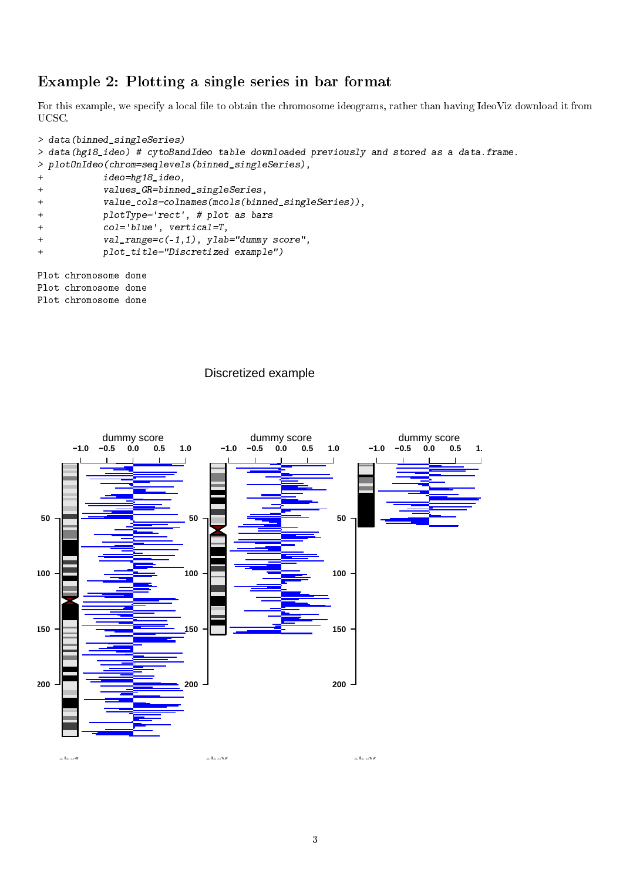## Example 2: Plotting a single series in bar format

For this example, we specify a local file to obtain the chromosome ideograms, rather than having IdeoViz download it from UCSC.

```
> data(binned_singleSeries)
> data(hg18_ideo) # cytoBandIdeo table downloaded previously and stored as a data.frame.
> plotOnIdeo(chrom=seqlevels(binned_singleSeries),
+            ideo=hg18_ideo,
+            values_GR=binned_singleSeries,
+            value_cols=colnames(mcols(binned_singleSeries)),
+            plotType='rect', # plot as bars
+            col='blue', vertical=T,
+            val_range=c(-1,1), ylab="dummy score",
+            plot_title="Discretized example")

Plot chromosome done
Plot chromosome done
Plot chromosome done
```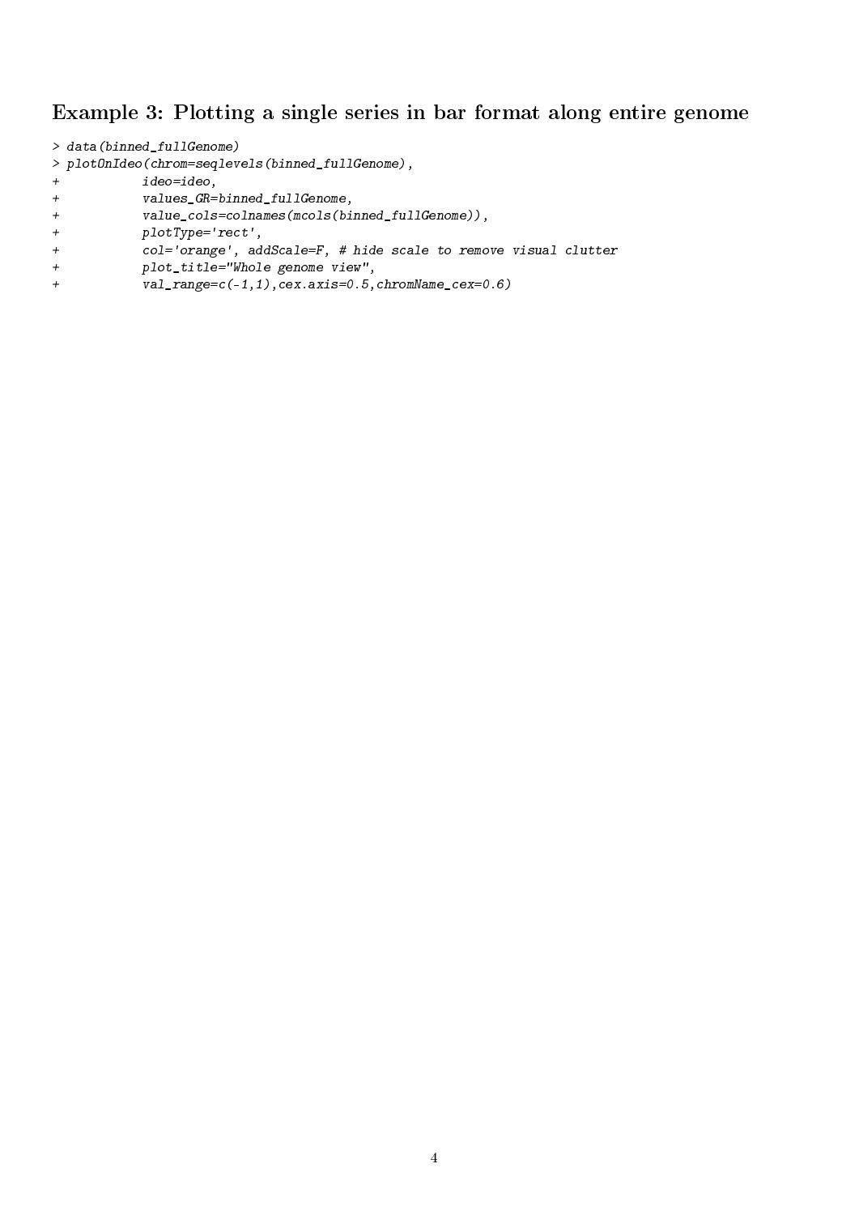## Example 3: Plotting a single series in bar format along entire genome

```
> data(binned_fullGenome)
> plotOnIdeo(chrom=seqlevels(binned_fullGenome),
+           ideo=ideo,
+           values_GR=binned_fullGenome,
+           value_cols=colnames(mcols(binned_fullGenome)),
+           plotType='rect',
+           col='orange', addScale=F, # hide scale to remove visual clutter
+           plot_title="Whole genome view",
+           val_range=c(-1,1),cex.axis=0.5,chromName_cex=0.6)
```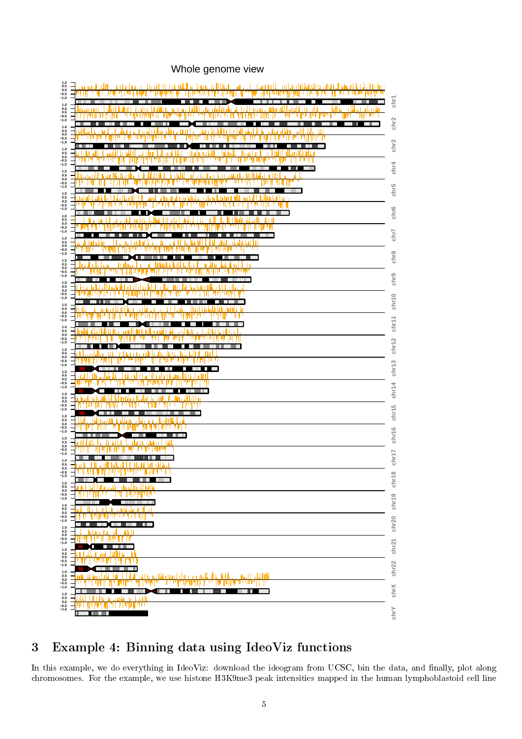## 3 Example 4: Binning data using IdeoViz functions

In this example, we do everything in IdeoViz: download the ideogram from UCSC, bin the data, and finally, plot along chromosomes. For the example, we use histone H3K9me3 peak intensities mapped in the human lymphoblastoid cell line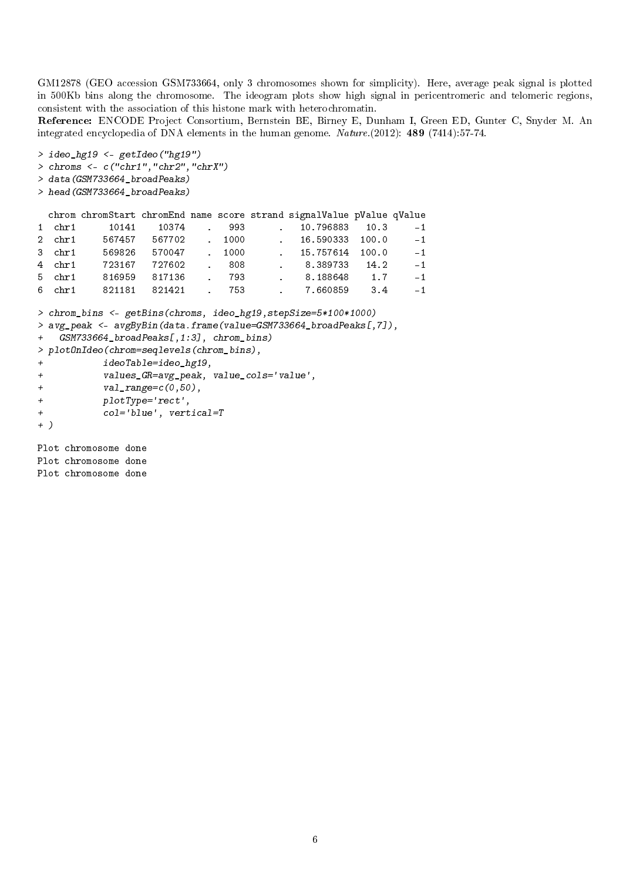GM12878 (GEO accession GSM733664, only 3 chromosomes shown for simplicity). Here, average peak signal is plotted in 500Kb bins along the chromosome. The ideogram plots show high signal in pericentromeric and telomeric regions, consistent with the association of this histone mark with heterochromatin.

**Reference:** ENCODE Project Consortium, Bernstein BE, Birney E, Dunham I, Green ED, Gunter C, Snyder M. An integrated encyclopedia of DNA elements in the human genome. *Nature.*(2012): **489** (7414):57-74.

```
> ideo_hg19 <- getIdeo("hg19")
> chroms <- c("chr1","chr2","chrX")
> data(GSM733664_broadPeaks)
> head(GSM733664_broadPeaks)

  chrom chromStart chromEnd name score strand signalValue pValue qValue
1  chr1      10141    10374    .   993      .   10.796883   10.3     -1
2  chr1     567457   567702    .  1000      .   16.590333  100.0     -1
3  chr1     569826   570047    .  1000      .   15.757614  100.0     -1
4  chr1     723167   727602    .   808      .    8.389733   14.2     -1
5  chr1     816959   817136    .   793      .    8.188648    1.7     -1
6  chr1     821181   821421    .   753      .    7.660859    3.4     -1

> chrom_bins <- getBins(chroms, ideo_hg19,stepSize=5*100*1000)
> avg_peak <- avgByBin(data.frame(value=GSM733664_broadPeaks[,7]),
+   GSM733664_broadPeaks[,1:3], chrom_bins)
> plotOnIdeo(chrom=seqlevels(chrom_bins),
+           ideoTable=ideo_hg19,
+           values_GR=avg_peak, value_cols='value',
+           val_range=c(0,50),
+           plotType='rect',
+           col='blue', vertical=T
+ )

Plot chromosome done
Plot chromosome done
Plot chromosome done
```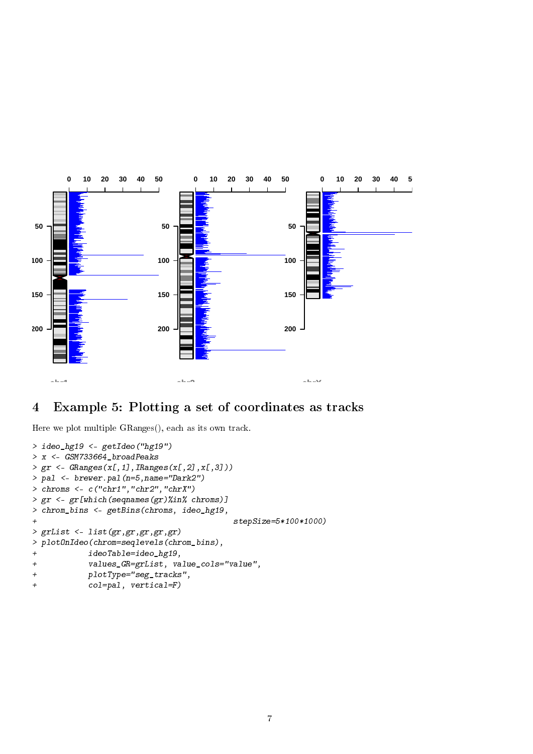## 4 Example 5: Plotting a set of coordinates as tracks

Here we plot multiple GRanges(), each as its own track.

```
> ideo_hg19 <- getIdeo("hg19")
> x <- GSM733664_broadPeaks
> gr <- GRanges(x[,1],IRanges(x[,2],x[,3]))
> pal <- brewer.pal(n=5,name="Dark2")
> chroms <- c("chr1","chr2","chrX")
> gr <- gr[which(seqnames(gr)%in% chroms)]
> chrom_bins <- getBins(chroms, ideo_hg19,
+                                     stepSize=5*100*1000)
> grList <- list(gr,gr,gr,gr,gr)
> plotOnIdeo(chrom=seqlevels(chrom_bins),
+           ideoTable=ideo_hg19,
+           values_GR=grList, value_cols="value",
+           plotType="seg_tracks",
+           col=pal, vertical=F)
```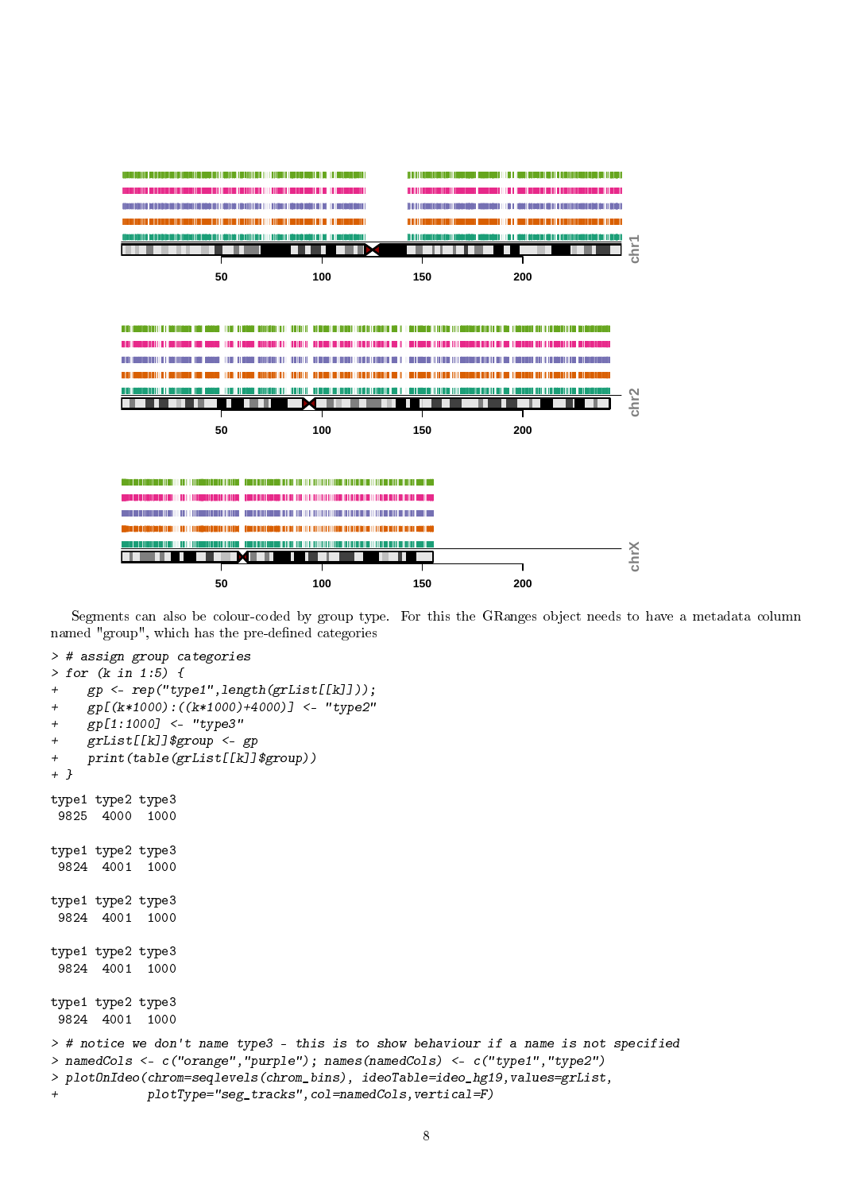Segments can also be colour-coded by group type. For this the GRanges object needs to have a metadata column named "group", which has the pre-defined categories

```
> # assign group categories
> for (k in 1:5) {
+     gp <- rep("type1",length(grList[[k]]));
+     gp[(k*1000):((k*1000)+4000)] <- "type2"
+     gp[1:1000] <- "type3"
+     grList[[k]]$group <- gp
+     print(table(grList[[k]]$group))
+ }

type1 type2 type3
 9825  4000  1000

type1 type2 type3
 9824  4001  1000

type1 type2 type3
 9824  4001  1000

type1 type2 type3
 9824  4001  1000

type1 type2 type3
 9824  4001  1000

> # notice we don't name type3 - this is to show behaviour if a name is not specified
> namedCols <- c("orange","purple"); names(namedCols) <- c("type1","type2")
> plotOnIdeo(chrom=seqlevels(chrom_bins), ideoTable=ideo_hg19,values=grList,
+            plotType="seg_tracks",col=namedCols,vertical=F)
```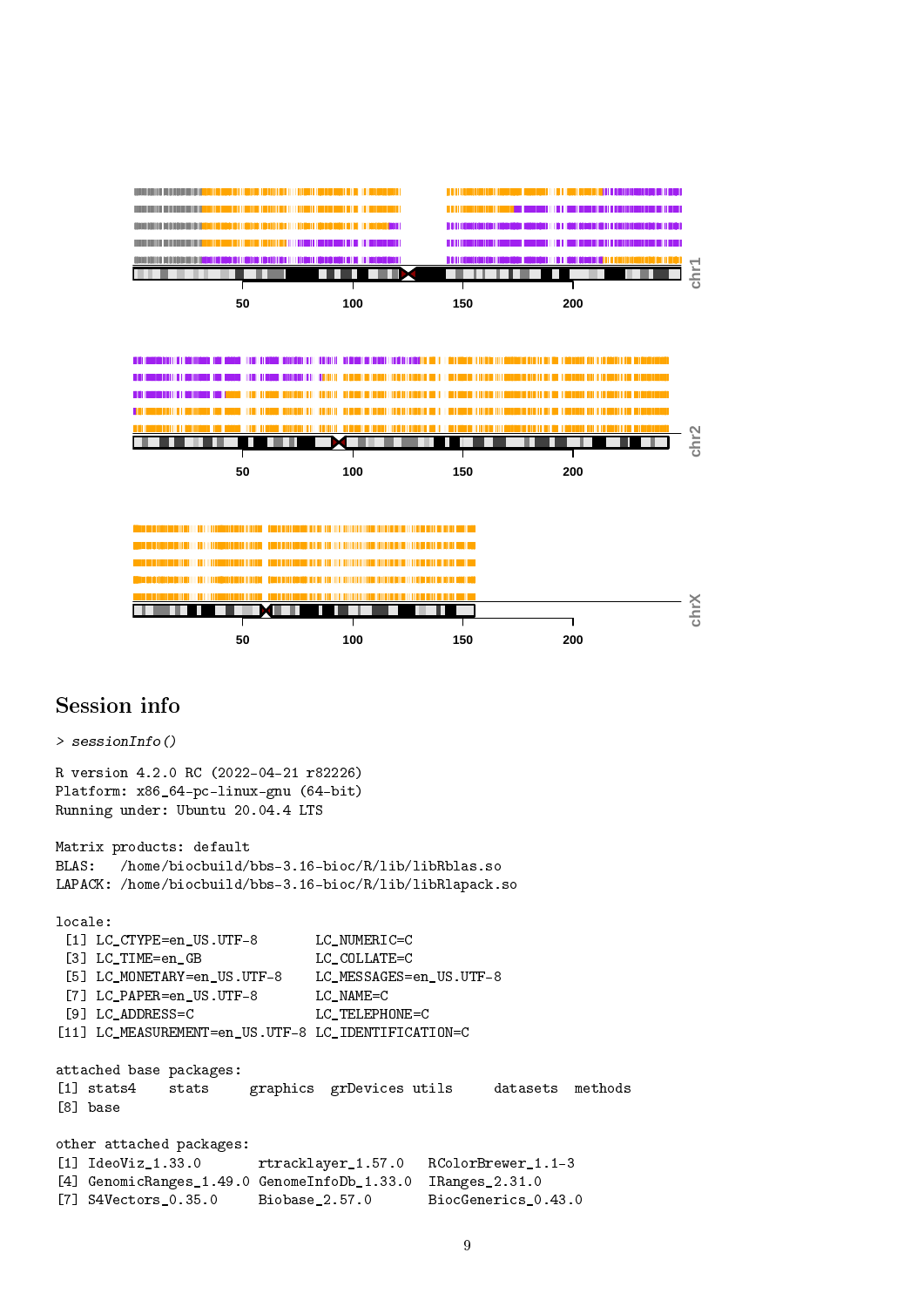## Session info

```
> sessionInfo()

R version 4.2.0 RC (2022-04-21 r82226)
Platform: x86_64-pc-linux-gnu (64-bit)
Running under: Ubuntu 20.04.4 LTS

Matrix products: default
BLAS:   /home/biocbuild/bbs-3.16-bioc/R/lib/libRblas.so
LAPACK: /home/biocbuild/bbs-3.16-bioc/R/lib/libRlapack.so

locale:
 [1] LC_CTYPE=en_US.UTF-8       LC_NUMERIC=C
 [3] LC_TIME=en_GB              LC_COLLATE=C
 [5] LC_MONETARY=en_US.UTF-8    LC_MESSAGES=en_US.UTF-8
 [7] LC_PAPER=en_US.UTF-8       LC_NAME=C
 [9] LC_ADDRESS=C               LC_TELEPHONE=C
[11] LC_MEASUREMENT=en_US.UTF-8 LC_IDENTIFICATION=C

attached base packages:
[1] stats4    stats     graphics  grDevices utils     datasets  methods
[8] base

other attached packages:
[1] IdeoViz_1.33.0       rtracklayer_1.57.0   RColorBrewer_1.1-3
[4] GenomicRanges_1.49.0 GenomeInfoDb_1.33.0  IRanges_2.31.0
[7] S4Vectors_0.35.0     Biobase_2.57.0       BiocGenerics_0.43.0
```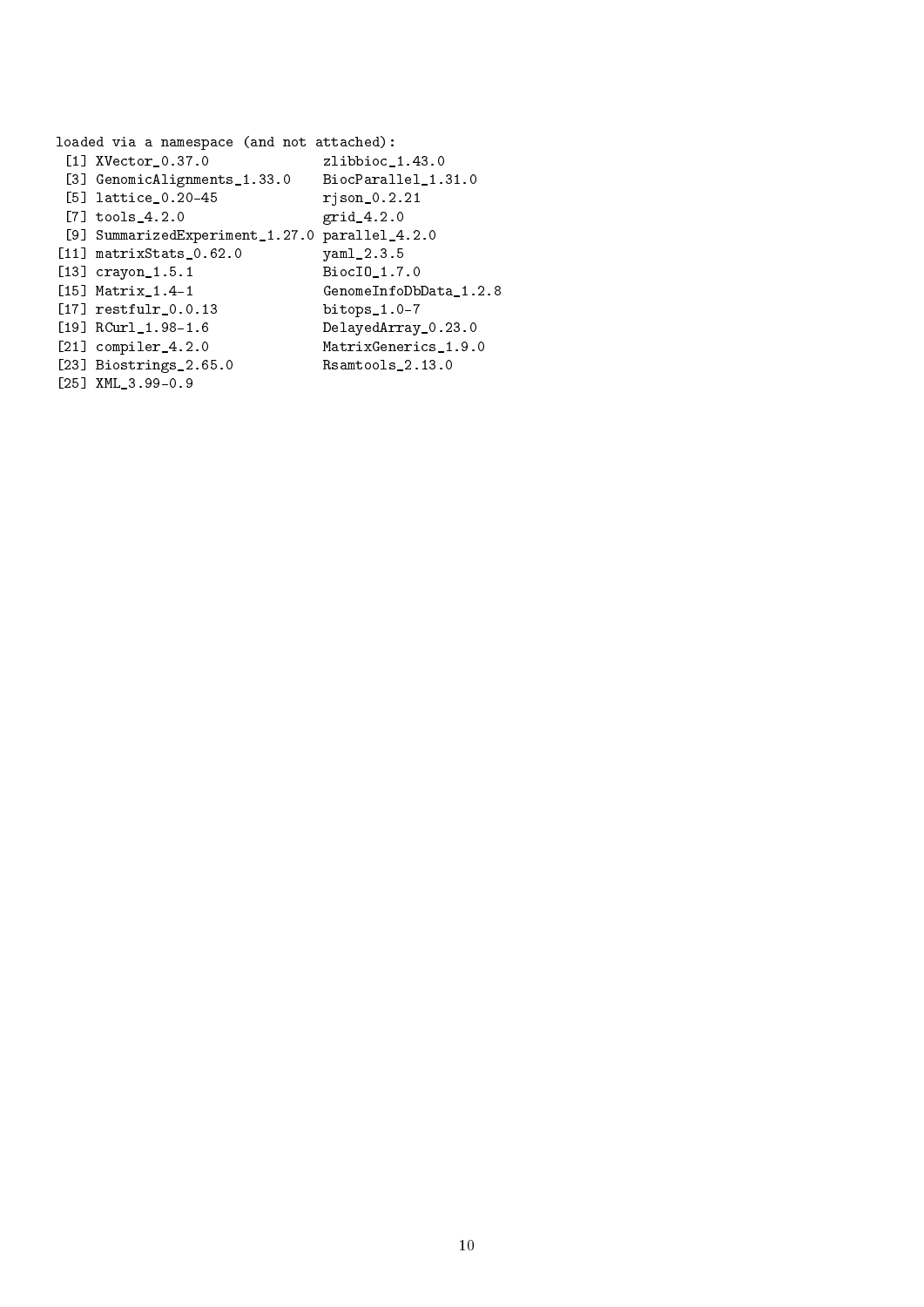```
loaded via a namespace (and not attached):
 [1] XVector_0.37.0              zlibbioc_1.43.0
 [3] GenomicAlignments_1.33.0    BiocParallel_1.31.0
 [5] lattice_0.20-45             rjson_0.2.21
 [7] tools_4.2.0                 grid_4.2.0
 [9] SummarizedExperiment_1.27.0 parallel_4.2.0
[11] matrixStats_0.62.0          yaml_2.3.5
[13] crayon_1.5.1                BiocIO_1.7.0
[15] Matrix_1.4-1                GenomeInfoDbData_1.2.8
[17] restfulr_0.0.13             bitops_1.0-7
[19] RCurl_1.98-1.6              DelayedArray_0.23.0
[21] compiler_4.2.0              MatrixGenerics_1.9.0
[23] Biostrings_2.65.0           Rsamtools_2.13.0
[25] XML_3.99-0.9
```